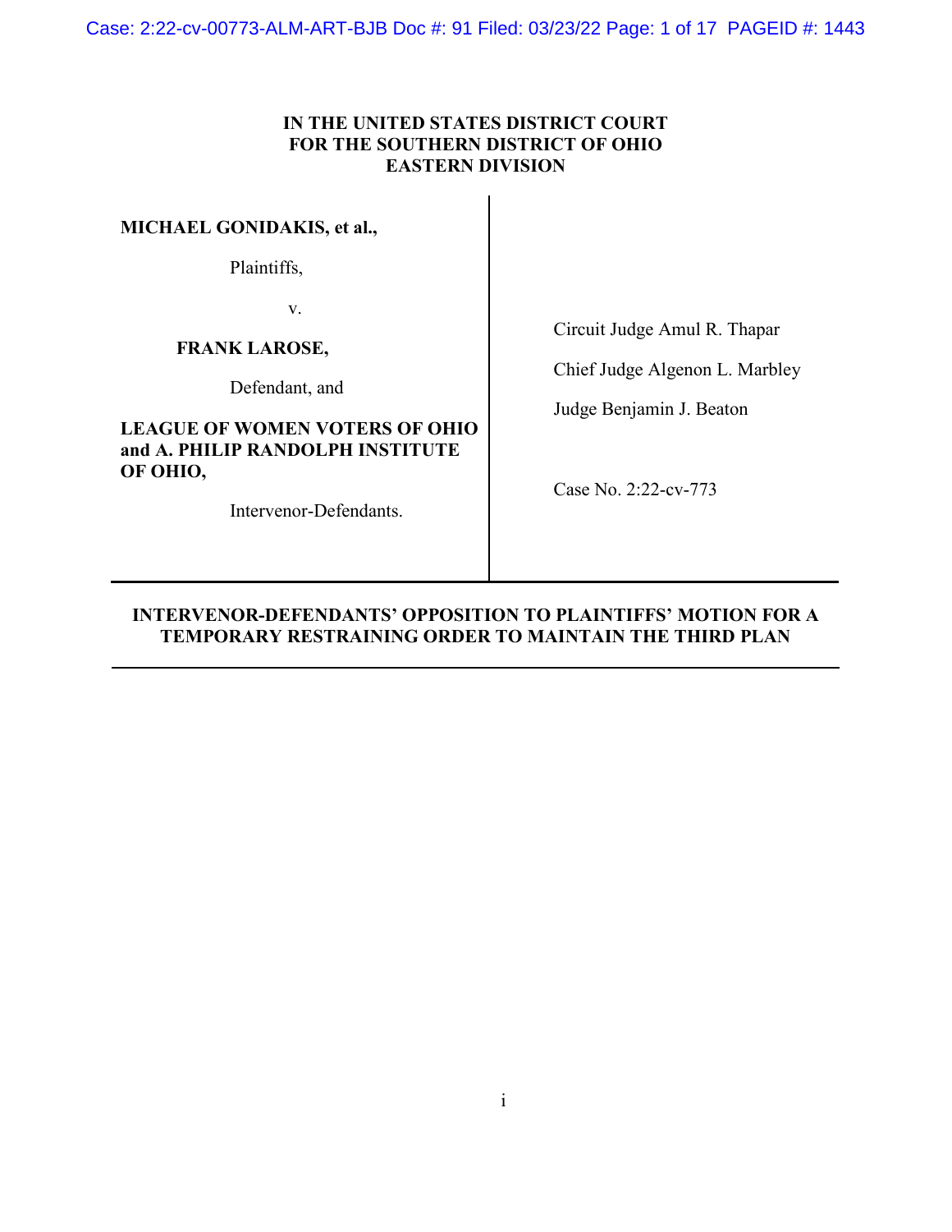**IN THE UNITED STATES DISTRICT COURT**
**FOR THE SOUTHERN DISTRICT OF OHIO**
**EASTERN DIVISION**

**MICHAEL GONIDAKIS, et al.,**

Plaintiffs,

v.

**FRANK LAROSE,**

Defendant, and

**LEAGUE OF WOMEN VOTERS OF OHIO and A. PHILIP RANDOLPH INSTITUTE OF OHIO,**

Intervenor-Defendants.

Circuit Judge Amul R. Thapar

Chief Judge Algenon L. Marbley

Judge Benjamin J. Beaton

Case No. 2:22-cv-773

---

**INTERVENOR-DEFENDANTS' OPPOSITION TO PLAINTIFFS' MOTION FOR A TEMPORARY RESTRAINING ORDER TO MAINTAIN THE THIRD PLAN**

---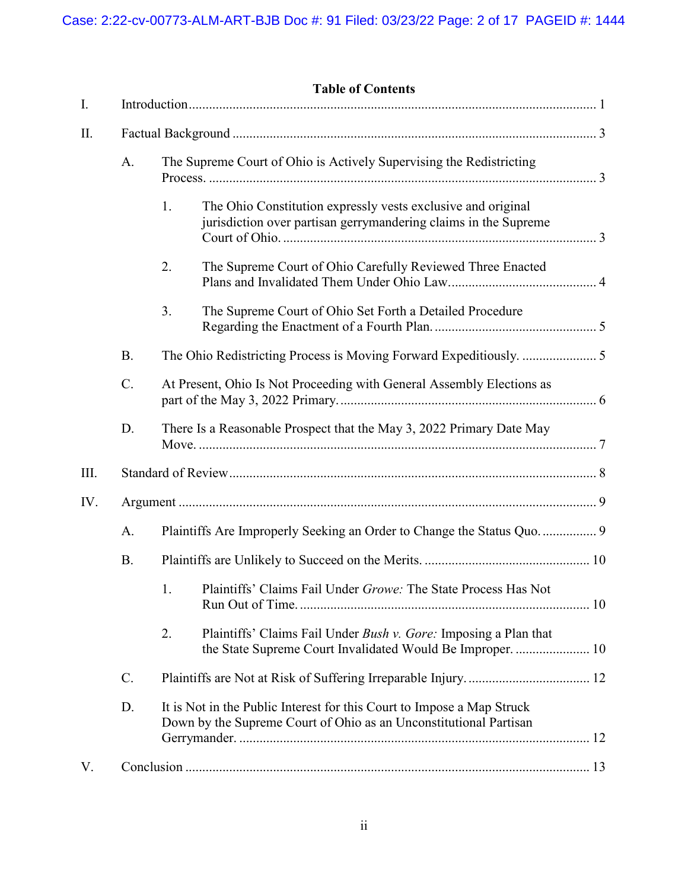**Table of Contents**

I. Introduction ........ 1

II. Factual Background ........ 3

- A. The Supreme Court of Ohio is Actively Supervising the Redistricting Process. ........ 3
  - 1. The Ohio Constitution expressly vests exclusive and original jurisdiction over partisan gerrymandering claims in the Supreme Court of Ohio. ........ 3
  - 2. The Supreme Court of Ohio Carefully Reviewed Three Enacted Plans and Invalidated Them Under Ohio Law. ........ 4
  - 3. The Supreme Court of Ohio Set Forth a Detailed Procedure Regarding the Enactment of a Fourth Plan. ........ 5
- B. The Ohio Redistricting Process is Moving Forward Expeditiously. ........ 5
- C. At Present, Ohio Is Not Proceeding with General Assembly Elections as part of the May 3, 2022 Primary. ........ 6
- D. There Is a Reasonable Prospect that the May 3, 2022 Primary Date May Move. ........ 7

III. Standard of Review ........ 8

IV. Argument ........ 9

- A. Plaintiffs Are Improperly Seeking an Order to Change the Status Quo. ........ 9
- B. Plaintiffs are Unlikely to Succeed on the Merits. ........ 10
  - 1. Plaintiffs' Claims Fail Under *Growe:* The State Process Has Not Run Out of Time. ........ 10
  - 2. Plaintiffs' Claims Fail Under *Bush v. Gore:* Imposing a Plan that the State Supreme Court Invalidated Would Be Improper. ........ 10
- C. Plaintiffs are Not at Risk of Suffering Irreparable Injury. ........ 12
- D. It is Not in the Public Interest for this Court to Impose a Map Struck Down by the Supreme Court of Ohio as an Unconstitutional Partisan Gerrymander. ........ 12

V. Conclusion ........ 13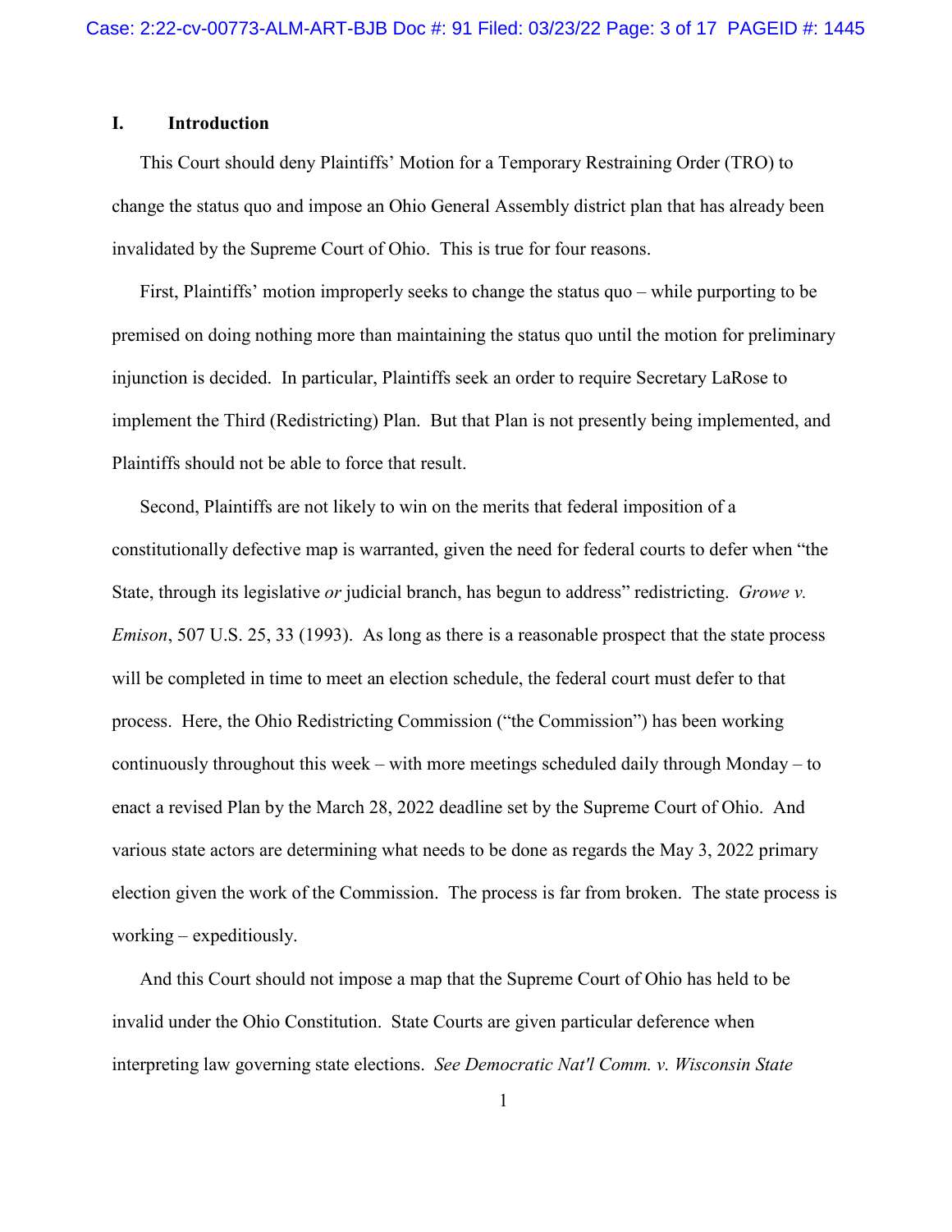## I. Introduction

This Court should deny Plaintiffs' Motion for a Temporary Restraining Order (TRO) to change the status quo and impose an Ohio General Assembly district plan that has already been invalidated by the Supreme Court of Ohio. This is true for four reasons.

First, Plaintiffs' motion improperly seeks to change the status quo – while purporting to be premised on doing nothing more than maintaining the status quo until the motion for preliminary injunction is decided. In particular, Plaintiffs seek an order to require Secretary LaRose to implement the Third (Redistricting) Plan. But that Plan is not presently being implemented, and Plaintiffs should not be able to force that result.

Second, Plaintiffs are not likely to win on the merits that federal imposition of a constitutionally defective map is warranted, given the need for federal courts to defer when "the State, through its legislative *or* judicial branch, has begun to address" redistricting. *Growe v. Emison*, 507 U.S. 25, 33 (1993). As long as there is a reasonable prospect that the state process will be completed in time to meet an election schedule, the federal court must defer to that process. Here, the Ohio Redistricting Commission ("the Commission") has been working continuously throughout this week – with more meetings scheduled daily through Monday – to enact a revised Plan by the March 28, 2022 deadline set by the Supreme Court of Ohio. And various state actors are determining what needs to be done as regards the May 3, 2022 primary election given the work of the Commission. The process is far from broken. The state process is working – expeditiously.

And this Court should not impose a map that the Supreme Court of Ohio has held to be invalid under the Ohio Constitution. State Courts are given particular deference when interpreting law governing state elections. *See Democratic Nat'l Comm. v. Wisconsin State*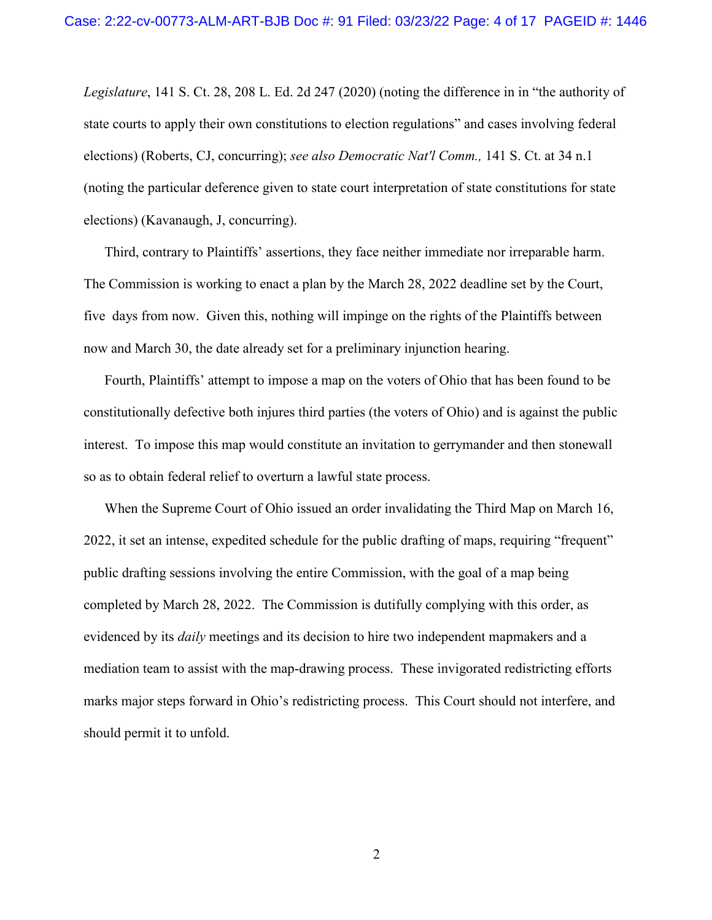*Legislature*, 141 S. Ct. 28, 208 L. Ed. 2d 247 (2020) (noting the difference in in "the authority of state courts to apply their own constitutions to election regulations" and cases involving federal elections) (Roberts, CJ, concurring); *see also Democratic Nat'l Comm.,* 141 S. Ct. at 34 n.1 (noting the particular deference given to state court interpretation of state constitutions for state elections) (Kavanaugh, J, concurring).

Third, contrary to Plaintiffs' assertions, they face neither immediate nor irreparable harm. The Commission is working to enact a plan by the March 28, 2022 deadline set by the Court, five days from now. Given this, nothing will impinge on the rights of the Plaintiffs between now and March 30, the date already set for a preliminary injunction hearing.

Fourth, Plaintiffs' attempt to impose a map on the voters of Ohio that has been found to be constitutionally defective both injures third parties (the voters of Ohio) and is against the public interest. To impose this map would constitute an invitation to gerrymander and then stonewall so as to obtain federal relief to overturn a lawful state process.

When the Supreme Court of Ohio issued an order invalidating the Third Map on March 16, 2022, it set an intense, expedited schedule for the public drafting of maps, requiring "frequent" public drafting sessions involving the entire Commission, with the goal of a map being completed by March 28, 2022. The Commission is dutifully complying with this order, as evidenced by its *daily* meetings and its decision to hire two independent mapmakers and a mediation team to assist with the map-drawing process. These invigorated redistricting efforts marks major steps forward in Ohio's redistricting process. This Court should not interfere, and should permit it to unfold.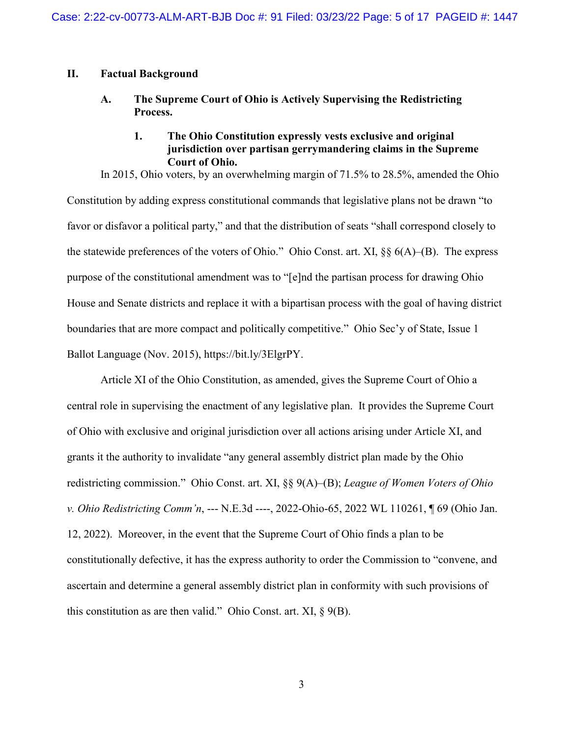## II. Factual Background

### A. The Supreme Court of Ohio is Actively Supervising the Redistricting Process.

#### 1. The Ohio Constitution expressly vests exclusive and original jurisdiction over partisan gerrymandering claims in the Supreme Court of Ohio.

In 2015, Ohio voters, by an overwhelming margin of 71.5% to 28.5%, amended the Ohio Constitution by adding express constitutional commands that legislative plans not be drawn "to favor or disfavor a political party," and that the distribution of seats "shall correspond closely to the statewide preferences of the voters of Ohio." Ohio Const. art. XI, §§ 6(A)–(B). The express purpose of the constitutional amendment was to "[e]nd the partisan process for drawing Ohio House and Senate districts and replace it with a bipartisan process with the goal of having district boundaries that are more compact and politically competitive." Ohio Sec'y of State, Issue 1 Ballot Language (Nov. 2015), https://bit.ly/3ElgrPY.

Article XI of the Ohio Constitution, as amended, gives the Supreme Court of Ohio a central role in supervising the enactment of any legislative plan. It provides the Supreme Court of Ohio with exclusive and original jurisdiction over all actions arising under Article XI, and grants it the authority to invalidate "any general assembly district plan made by the Ohio redistricting commission." Ohio Const. art. XI, §§ 9(A)–(B); *League of Women Voters of Ohio v. Ohio Redistricting Comm'n*, --- N.E.3d ----, 2022-Ohio-65, 2022 WL 110261, ¶ 69 (Ohio Jan. 12, 2022). Moreover, in the event that the Supreme Court of Ohio finds a plan to be constitutionally defective, it has the express authority to order the Commission to "convene, and ascertain and determine a general assembly district plan in conformity with such provisions of this constitution as are then valid." Ohio Const. art. XI, § 9(B).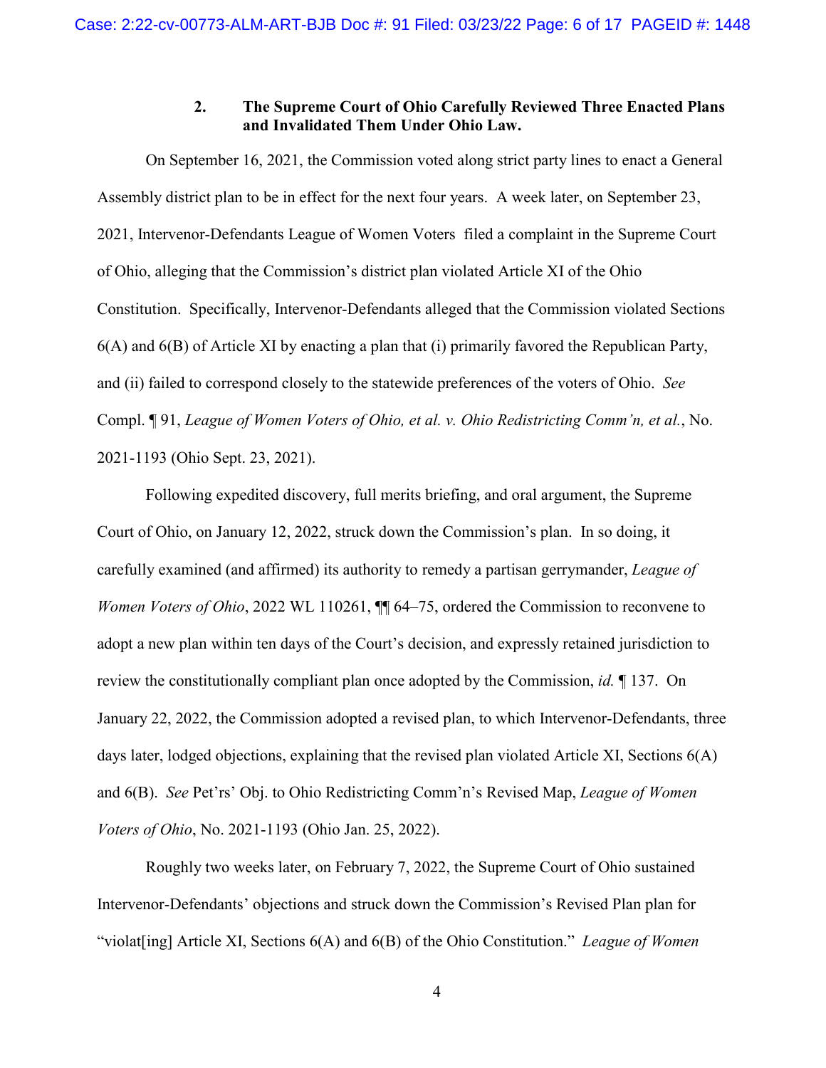### 2. The Supreme Court of Ohio Carefully Reviewed Three Enacted Plans and Invalidated Them Under Ohio Law.

On September 16, 2021, the Commission voted along strict party lines to enact a General Assembly district plan to be in effect for the next four years. A week later, on September 23, 2021, Intervenor-Defendants League of Women Voters filed a complaint in the Supreme Court of Ohio, alleging that the Commission's district plan violated Article XI of the Ohio Constitution. Specifically, Intervenor-Defendants alleged that the Commission violated Sections 6(A) and 6(B) of Article XI by enacting a plan that (i) primarily favored the Republican Party, and (ii) failed to correspond closely to the statewide preferences of the voters of Ohio. *See* Compl. ¶ 91, *League of Women Voters of Ohio, et al. v. Ohio Redistricting Comm'n, et al.*, No. 2021-1193 (Ohio Sept. 23, 2021).

Following expedited discovery, full merits briefing, and oral argument, the Supreme Court of Ohio, on January 12, 2022, struck down the Commission's plan. In so doing, it carefully examined (and affirmed) its authority to remedy a partisan gerrymander, *League of Women Voters of Ohio*, 2022 WL 110261, ¶¶ 64–75, ordered the Commission to reconvene to adopt a new plan within ten days of the Court's decision, and expressly retained jurisdiction to review the constitutionally compliant plan once adopted by the Commission, *id.* ¶ 137. On January 22, 2022, the Commission adopted a revised plan, to which Intervenor-Defendants, three days later, lodged objections, explaining that the revised plan violated Article XI, Sections 6(A) and 6(B). *See* Pet'rs' Obj. to Ohio Redistricting Comm'n's Revised Map, *League of Women Voters of Ohio*, No. 2021-1193 (Ohio Jan. 25, 2022).

Roughly two weeks later, on February 7, 2022, the Supreme Court of Ohio sustained Intervenor-Defendants' objections and struck down the Commission's Revised Plan plan for "violat[ing] Article XI, Sections 6(A) and 6(B) of the Ohio Constitution." *League of Women*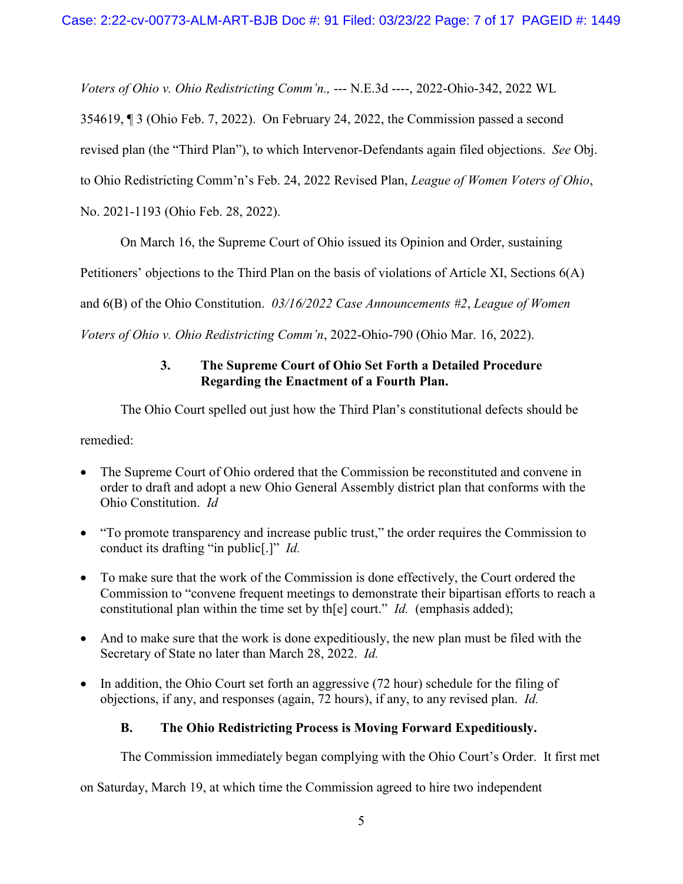*Voters of Ohio v. Ohio Redistricting Comm'n.,* --- N.E.3d ----, 2022-Ohio-342, 2022 WL 354619, ¶ 3 (Ohio Feb. 7, 2022). On February 24, 2022, the Commission passed a second revised plan (the "Third Plan"), to which Intervenor-Defendants again filed objections. *See* Obj. to Ohio Redistricting Comm'n's Feb. 24, 2022 Revised Plan, *League of Women Voters of Ohio*, No. 2021-1193 (Ohio Feb. 28, 2022).

On March 16, the Supreme Court of Ohio issued its Opinion and Order, sustaining Petitioners' objections to the Third Plan on the basis of violations of Article XI, Sections 6(A) and 6(B) of the Ohio Constitution. *03/16/2022 Case Announcements #2*, *League of Women Voters of Ohio v. Ohio Redistricting Comm'n*, 2022-Ohio-790 (Ohio Mar. 16, 2022).

### 3. The Supreme Court of Ohio Set Forth a Detailed Procedure Regarding the Enactment of a Fourth Plan.

The Ohio Court spelled out just how the Third Plan's constitutional defects should be remedied:

- The Supreme Court of Ohio ordered that the Commission be reconstituted and convene in order to draft and adopt a new Ohio General Assembly district plan that conforms with the Ohio Constitution. *Id*
- "To promote transparency and increase public trust," the order requires the Commission to conduct its drafting "in public[.]" *Id.*
- To make sure that the work of the Commission is done effectively, the Court ordered the Commission to "convene frequent meetings to demonstrate their bipartisan efforts to reach a constitutional plan within the time set by th[e] court." *Id.* (emphasis added);
- And to make sure that the work is done expeditiously, the new plan must be filed with the Secretary of State no later than March 28, 2022. *Id.*
- In addition, the Ohio Court set forth an aggressive (72 hour) schedule for the filing of objections, if any, and responses (again, 72 hours), if any, to any revised plan. *Id.*

## B. The Ohio Redistricting Process is Moving Forward Expeditiously.

The Commission immediately began complying with the Ohio Court's Order. It first met on Saturday, March 19, at which time the Commission agreed to hire two independent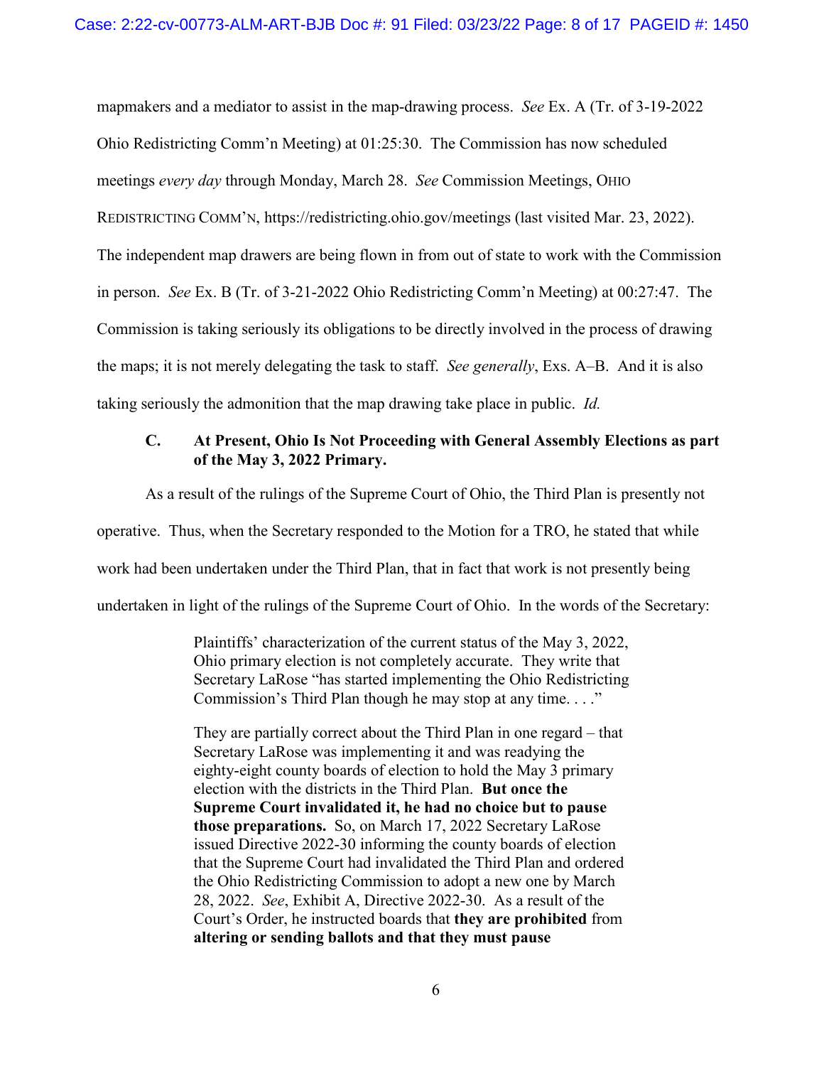mapmakers and a mediator to assist in the map-drawing process. *See* Ex. A (Tr. of 3-19-2022 Ohio Redistricting Comm'n Meeting) at 01:25:30. The Commission has now scheduled meetings *every day* through Monday, March 28. *See* Commission Meetings, OHIO REDISTRICTING COMM'N, https://redistricting.ohio.gov/meetings (last visited Mar. 23, 2022). The independent map drawers are being flown in from out of state to work with the Commission in person. *See* Ex. B (Tr. of 3-21-2022 Ohio Redistricting Comm'n Meeting) at 00:27:47. The Commission is taking seriously its obligations to be directly involved in the process of drawing the maps; it is not merely delegating the task to staff. *See generally*, Exs. A–B. And it is also taking seriously the admonition that the map drawing take place in public. *Id.*

### C. At Present, Ohio Is Not Proceeding with General Assembly Elections as part of the May 3, 2022 Primary.

As a result of the rulings of the Supreme Court of Ohio, the Third Plan is presently not operative. Thus, when the Secretary responded to the Motion for a TRO, he stated that while work had been undertaken under the Third Plan, that in fact that work is not presently being undertaken in light of the rulings of the Supreme Court of Ohio. In the words of the Secretary:

> Plaintiffs' characterization of the current status of the May 3, 2022, Ohio primary election is not completely accurate. They write that Secretary LaRose "has started implementing the Ohio Redistricting Commission's Third Plan though he may stop at any time. . . ."
>
> They are partially correct about the Third Plan in one regard – that Secretary LaRose was implementing it and was readying the eighty-eight county boards of election to hold the May 3 primary election with the districts in the Third Plan. **But once the Supreme Court invalidated it, he had no choice but to pause those preparations.** So, on March 17, 2022 Secretary LaRose issued Directive 2022-30 informing the county boards of election that the Supreme Court had invalidated the Third Plan and ordered the Ohio Redistricting Commission to adopt a new one by March 28, 2022. *See*, Exhibit A, Directive 2022-30. As a result of the Court's Order, he instructed boards that **they are prohibited** from **altering or sending ballots and that they must pause**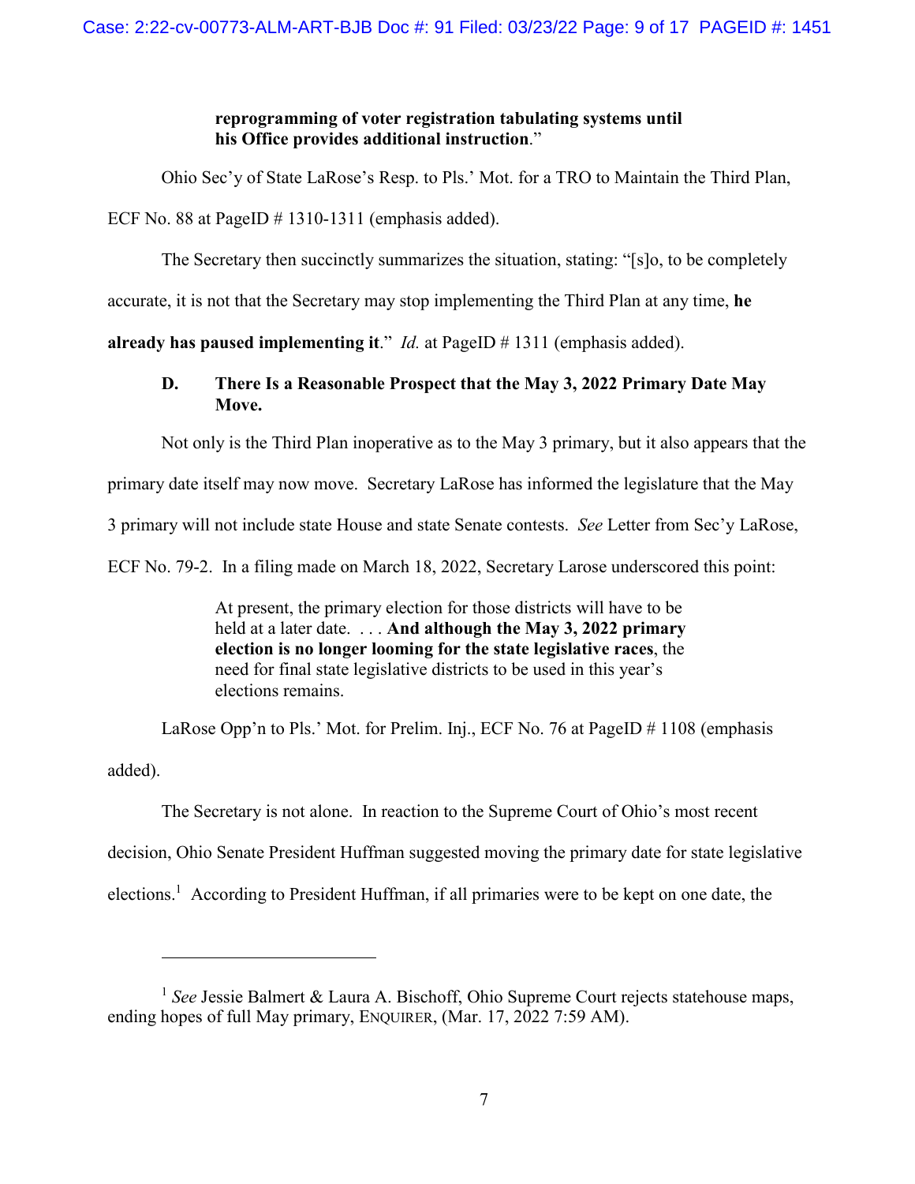> **reprogramming of voter registration tabulating systems until his Office provides additional instruction**."

Ohio Sec'y of State LaRose's Resp. to Pls.' Mot. for a TRO to Maintain the Third Plan, ECF No. 88 at PageID # 1310-1311 (emphasis added).

The Secretary then succinctly summarizes the situation, stating: "[s]o, to be completely accurate, it is not that the Secretary may stop implementing the Third Plan at any time, **he already has paused implementing it**." *Id.* at PageID # 1311 (emphasis added).

### D. There Is a Reasonable Prospect that the May 3, 2022 Primary Date May Move.

Not only is the Third Plan inoperative as to the May 3 primary, but it also appears that the primary date itself may now move. Secretary LaRose has informed the legislature that the May 3 primary will not include state House and state Senate contests. *See* Letter from Sec'y LaRose, ECF No. 79-2. In a filing made on March 18, 2022, Secretary Larose underscored this point:

> At present, the primary election for those districts will have to be held at a later date. . . . **And although the May 3, 2022 primary election is no longer looming for the state legislative races**, the need for final state legislative districts to be used in this year's elections remains.

LaRose Opp'n to Pls.' Mot. for Prelim. Inj., ECF No. 76 at PageID # 1108 (emphasis added).

The Secretary is not alone. In reaction to the Supreme Court of Ohio's most recent decision, Ohio Senate President Huffman suggested moving the primary date for state legislative elections.[1] According to President Huffman, if all primaries were to be kept on one date, the

---

[1] *See* Jessie Balmert & Laura A. Bischoff, Ohio Supreme Court rejects statehouse maps, ending hopes of full May primary, ENQUIRER, (Mar. 17, 2022 7:59 AM).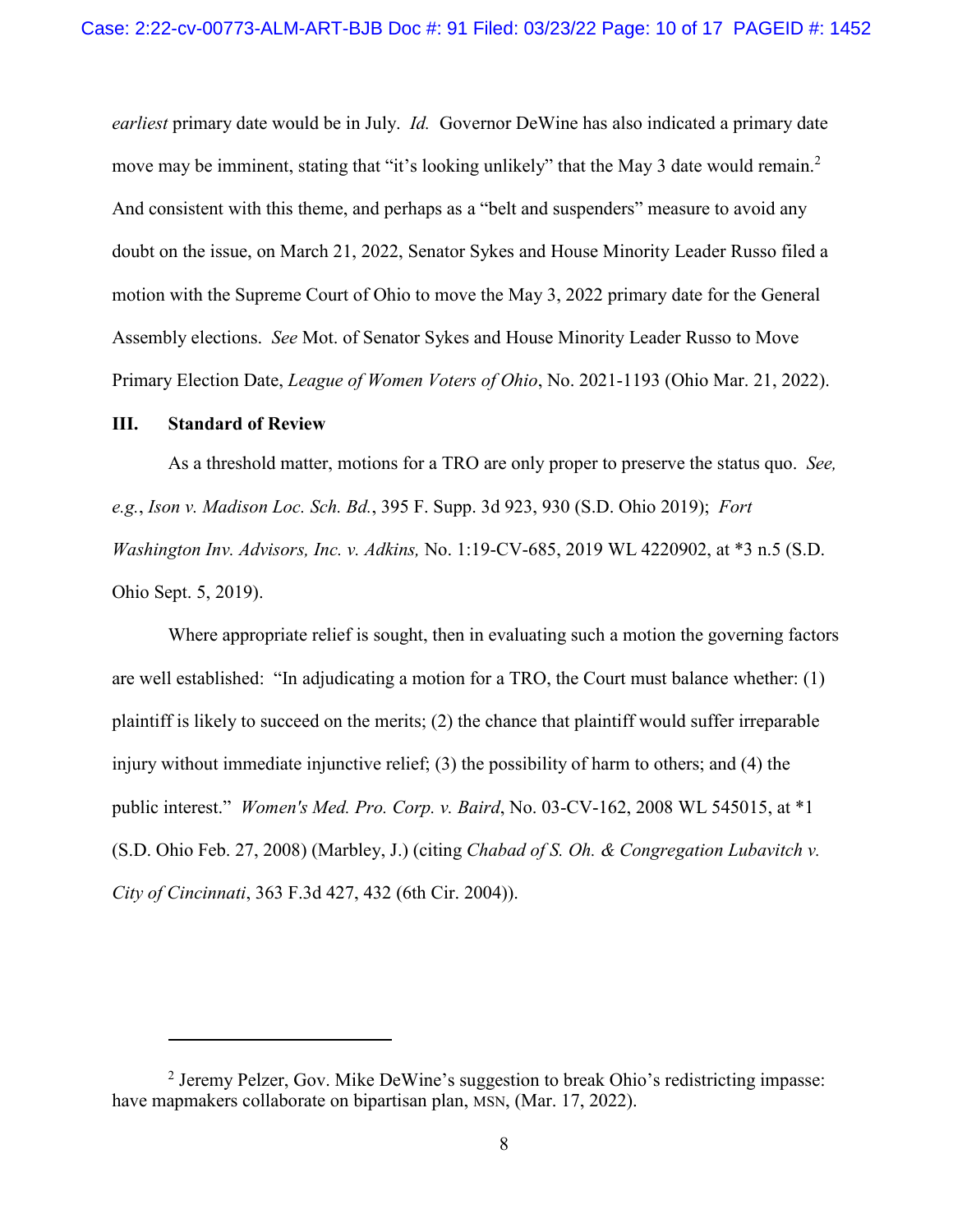*earliest* primary date would be in July. *Id.* Governor DeWine has also indicated a primary date move may be imminent, stating that "it's looking unlikely" that the May 3 date would remain.[2] And consistent with this theme, and perhaps as a "belt and suspenders" measure to avoid any doubt on the issue, on March 21, 2022, Senator Sykes and House Minority Leader Russo filed a motion with the Supreme Court of Ohio to move the May 3, 2022 primary date for the General Assembly elections. *See* Mot. of Senator Sykes and House Minority Leader Russo to Move Primary Election Date, *League of Women Voters of Ohio*, No. 2021-1193 (Ohio Mar. 21, 2022).

## III. Standard of Review

As a threshold matter, motions for a TRO are only proper to preserve the status quo. *See, e.g.*, *Ison v. Madison Loc. Sch. Bd.*, 395 F. Supp. 3d 923, 930 (S.D. Ohio 2019); *Fort Washington Inv. Advisors, Inc. v. Adkins,* No. 1:19-CV-685, 2019 WL 4220902, at *3 n.5 (S.D. Ohio Sept. 5, 2019).

Where appropriate relief is sought, then in evaluating such a motion the governing factors are well established: "In adjudicating a motion for a TRO, the Court must balance whether: (1) plaintiff is likely to succeed on the merits; (2) the chance that plaintiff would suffer irreparable injury without immediate injunctive relief; (3) the possibility of harm to others; and (4) the public interest." *Women's Med. Pro. Corp. v. Baird*, No. 03-CV-162, 2008 WL 545015, at *1 (S.D. Ohio Feb. 27, 2008) (Marbley, J.) (citing *Chabad of S. Oh. & Congregation Lubavitch v. City of Cincinnati*, 363 F.3d 427, 432 (6th Cir. 2004)).

---

[2] Jeremy Pelzer, Gov. Mike DeWine's suggestion to break Ohio's redistricting impasse: have mapmakers collaborate on bipartisan plan, MSN, (Mar. 17, 2022).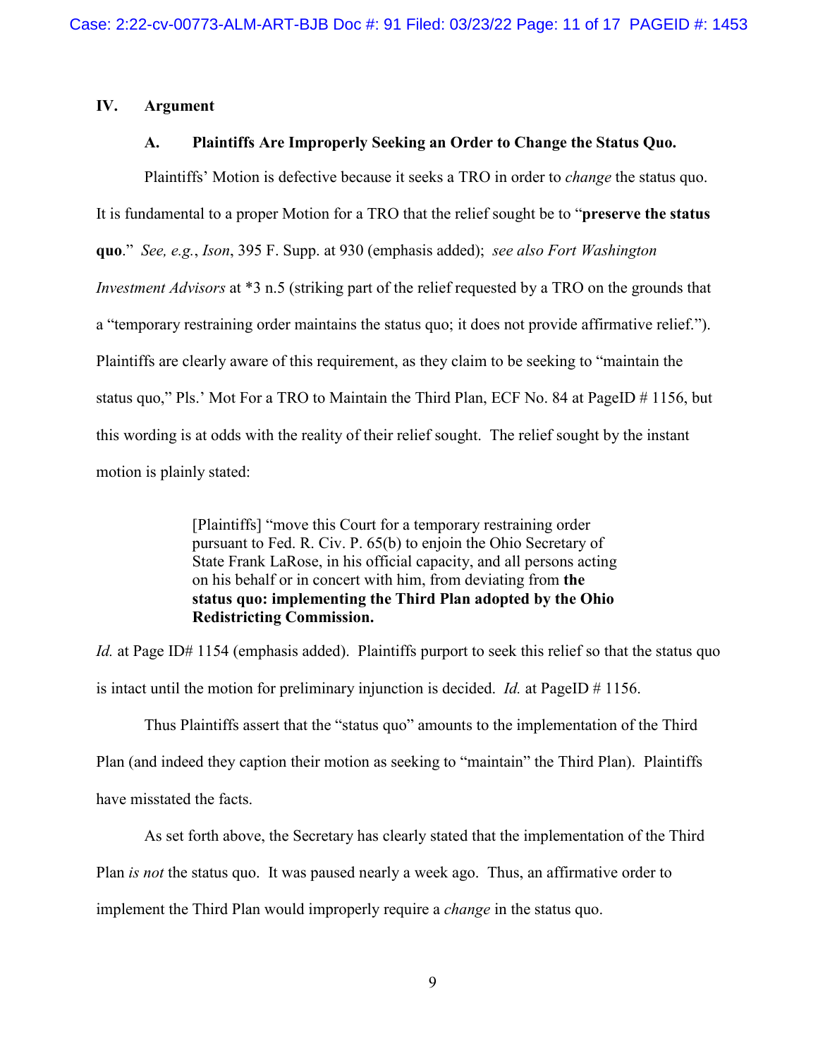## IV. Argument

### A. Plaintiffs Are Improperly Seeking an Order to Change the Status Quo.

Plaintiffs' Motion is defective because it seeks a TRO in order to *change* the status quo. It is fundamental to a proper Motion for a TRO that the relief sought be to "**preserve the status quo**." *See, e.g.*, *Ison*, 395 F. Supp. at 930 (emphasis added); *see also Fort Washington Investment Advisors* at *3 n.5 (striking part of the relief requested by a TRO on the grounds that a "temporary restraining order maintains the status quo; it does not provide affirmative relief."). Plaintiffs are clearly aware of this requirement, as they claim to be seeking to "maintain the status quo," Pls.' Mot For a TRO to Maintain the Third Plan, ECF No. 84 at PageID # 1156, but this wording is at odds with the reality of their relief sought. The relief sought by the instant motion is plainly stated:

> [Plaintiffs] "move this Court for a temporary restraining order pursuant to Fed. R. Civ. P. 65(b) to enjoin the Ohio Secretary of State Frank LaRose, in his official capacity, and all persons acting on his behalf or in concert with him, from deviating from **the status quo: implementing the Third Plan adopted by the Ohio Redistricting Commission.**

*Id.* at Page ID# 1154 (emphasis added). Plaintiffs purport to seek this relief so that the status quo is intact until the motion for preliminary injunction is decided. *Id.* at PageID # 1156.

Thus Plaintiffs assert that the "status quo" amounts to the implementation of the Third Plan (and indeed they caption their motion as seeking to "maintain" the Third Plan). Plaintiffs have misstated the facts.

As set forth above, the Secretary has clearly stated that the implementation of the Third Plan *is not* the status quo. It was paused nearly a week ago. Thus, an affirmative order to implement the Third Plan would improperly require a *change* in the status quo.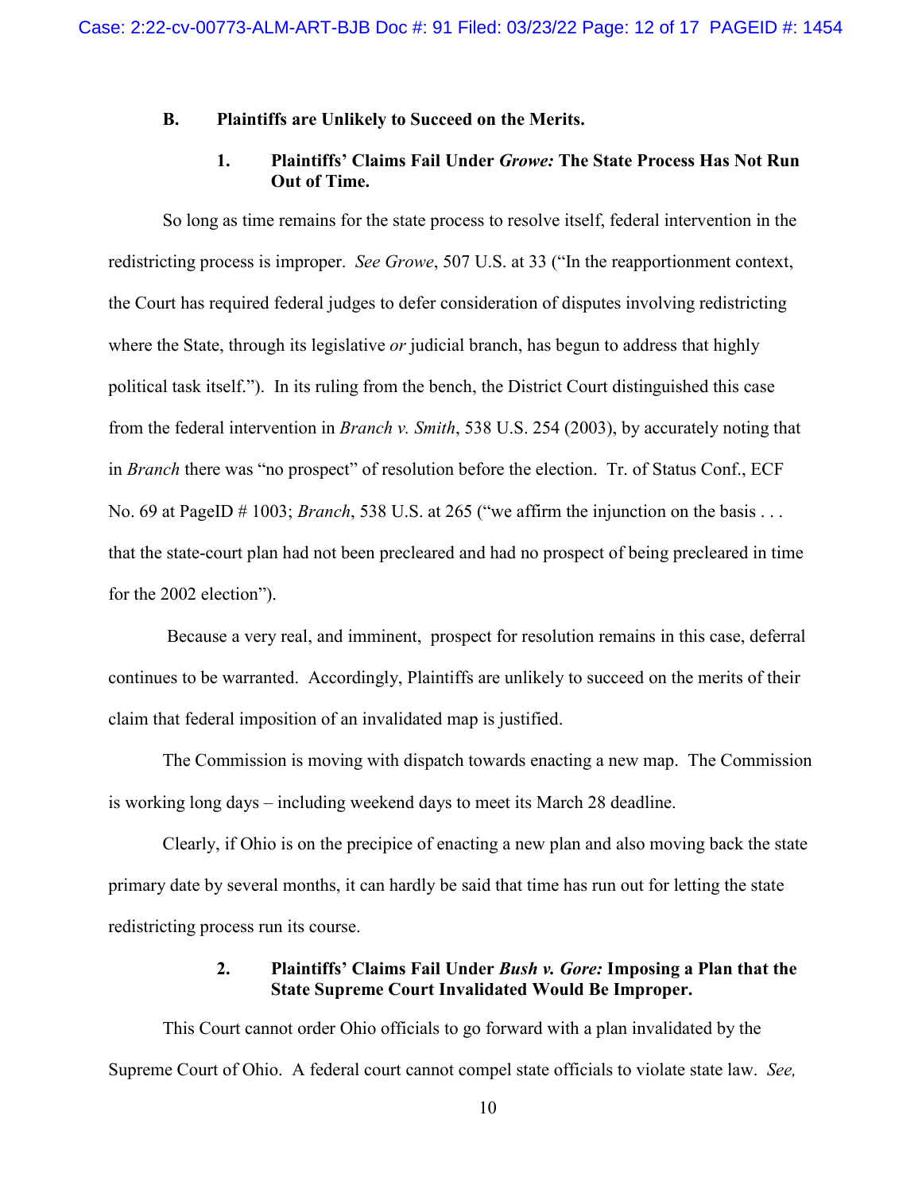### B. Plaintiffs are Unlikely to Succeed on the Merits.

#### 1. Plaintiffs' Claims Fail Under *Growe:* The State Process Has Not Run Out of Time.

So long as time remains for the state process to resolve itself, federal intervention in the redistricting process is improper. *See Growe*, 507 U.S. at 33 ("In the reapportionment context, the Court has required federal judges to defer consideration of disputes involving redistricting where the State, through its legislative *or* judicial branch, has begun to address that highly political task itself."). In its ruling from the bench, the District Court distinguished this case from the federal intervention in *Branch v. Smith*, 538 U.S. 254 (2003), by accurately noting that in *Branch* there was "no prospect" of resolution before the election. Tr. of Status Conf., ECF No. 69 at PageID # 1003; *Branch*, 538 U.S. at 265 ("we affirm the injunction on the basis . . . that the state-court plan had not been precleared and had no prospect of being precleared in time for the 2002 election").

Because a very real, and imminent, prospect for resolution remains in this case, deferral continues to be warranted. Accordingly, Plaintiffs are unlikely to succeed on the merits of their claim that federal imposition of an invalidated map is justified.

The Commission is moving with dispatch towards enacting a new map. The Commission is working long days – including weekend days to meet its March 28 deadline.

Clearly, if Ohio is on the precipice of enacting a new plan and also moving back the state primary date by several months, it can hardly be said that time has run out for letting the state redistricting process run its course.

#### 2. Plaintiffs' Claims Fail Under *Bush v. Gore:* Imposing a Plan that the State Supreme Court Invalidated Would Be Improper.

This Court cannot order Ohio officials to go forward with a plan invalidated by the Supreme Court of Ohio. A federal court cannot compel state officials to violate state law. *See,*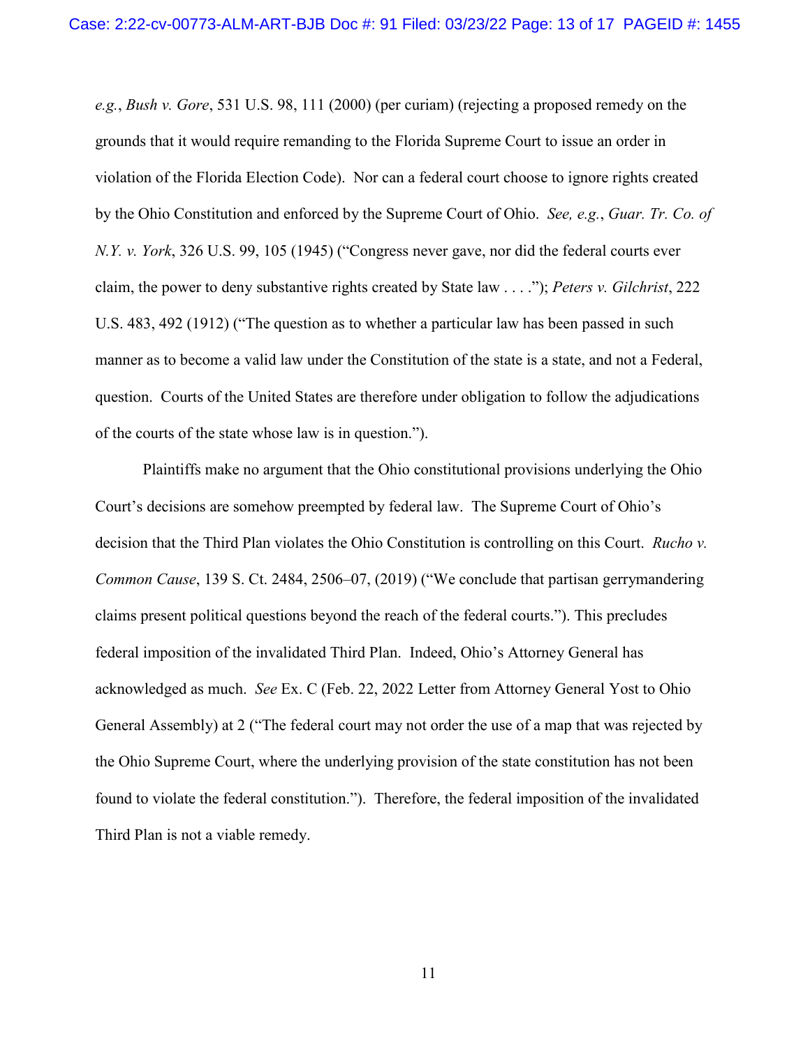*e.g.*, *Bush v. Gore*, 531 U.S. 98, 111 (2000) (per curiam) (rejecting a proposed remedy on the grounds that it would require remanding to the Florida Supreme Court to issue an order in violation of the Florida Election Code). Nor can a federal court choose to ignore rights created by the Ohio Constitution and enforced by the Supreme Court of Ohio. *See, e.g.*, *Guar. Tr. Co. of N.Y. v. York*, 326 U.S. 99, 105 (1945) ("Congress never gave, nor did the federal courts ever claim, the power to deny substantive rights created by State law . . . ."); *Peters v. Gilchrist*, 222 U.S. 483, 492 (1912) ("The question as to whether a particular law has been passed in such manner as to become a valid law under the Constitution of the state is a state, and not a Federal, question. Courts of the United States are therefore under obligation to follow the adjudications of the courts of the state whose law is in question.").

Plaintiffs make no argument that the Ohio constitutional provisions underlying the Ohio Court's decisions are somehow preempted by federal law. The Supreme Court of Ohio's decision that the Third Plan violates the Ohio Constitution is controlling on this Court. *Rucho v. Common Cause*, 139 S. Ct. 2484, 2506–07, (2019) ("We conclude that partisan gerrymandering claims present political questions beyond the reach of the federal courts."). This precludes federal imposition of the invalidated Third Plan. Indeed, Ohio's Attorney General has acknowledged as much. *See* Ex. C (Feb. 22, 2022 Letter from Attorney General Yost to Ohio General Assembly) at 2 ("The federal court may not order the use of a map that was rejected by the Ohio Supreme Court, where the underlying provision of the state constitution has not been found to violate the federal constitution."). Therefore, the federal imposition of the invalidated Third Plan is not a viable remedy.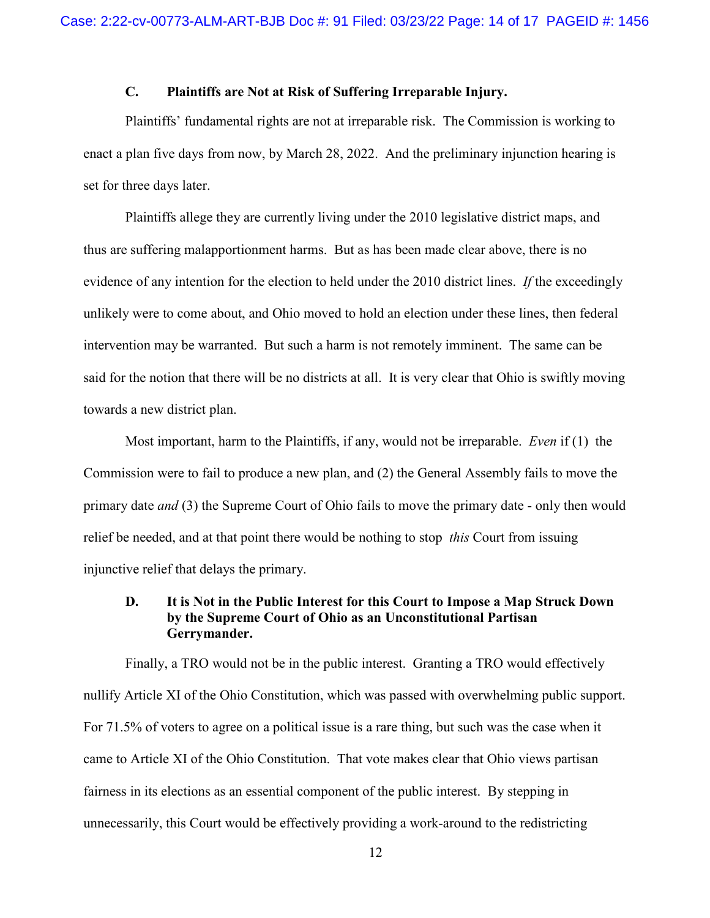### C. Plaintiffs are Not at Risk of Suffering Irreparable Injury.

Plaintiffs' fundamental rights are not at irreparable risk. The Commission is working to enact a plan five days from now, by March 28, 2022. And the preliminary injunction hearing is set for three days later.

Plaintiffs allege they are currently living under the 2010 legislative district maps, and thus are suffering malapportionment harms. But as has been made clear above, there is no evidence of any intention for the election to held under the 2010 district lines. *If* the exceedingly unlikely were to come about, and Ohio moved to hold an election under these lines, then federal intervention may be warranted. But such a harm is not remotely imminent. The same can be said for the notion that there will be no districts at all. It is very clear that Ohio is swiftly moving towards a new district plan.

Most important, harm to the Plaintiffs, if any, would not be irreparable. *Even* if (1) the Commission were to fail to produce a new plan, and (2) the General Assembly fails to move the primary date *and* (3) the Supreme Court of Ohio fails to move the primary date - only then would relief be needed, and at that point there would be nothing to stop *this* Court from issuing injunctive relief that delays the primary.

### D. It is Not in the Public Interest for this Court to Impose a Map Struck Down by the Supreme Court of Ohio as an Unconstitutional Partisan Gerrymander.

Finally, a TRO would not be in the public interest. Granting a TRO would effectively nullify Article XI of the Ohio Constitution, which was passed with overwhelming public support. For 71.5% of voters to agree on a political issue is a rare thing, but such was the case when it came to Article XI of the Ohio Constitution. That vote makes clear that Ohio views partisan fairness in its elections as an essential component of the public interest. By stepping in unnecessarily, this Court would be effectively providing a work-around to the redistricting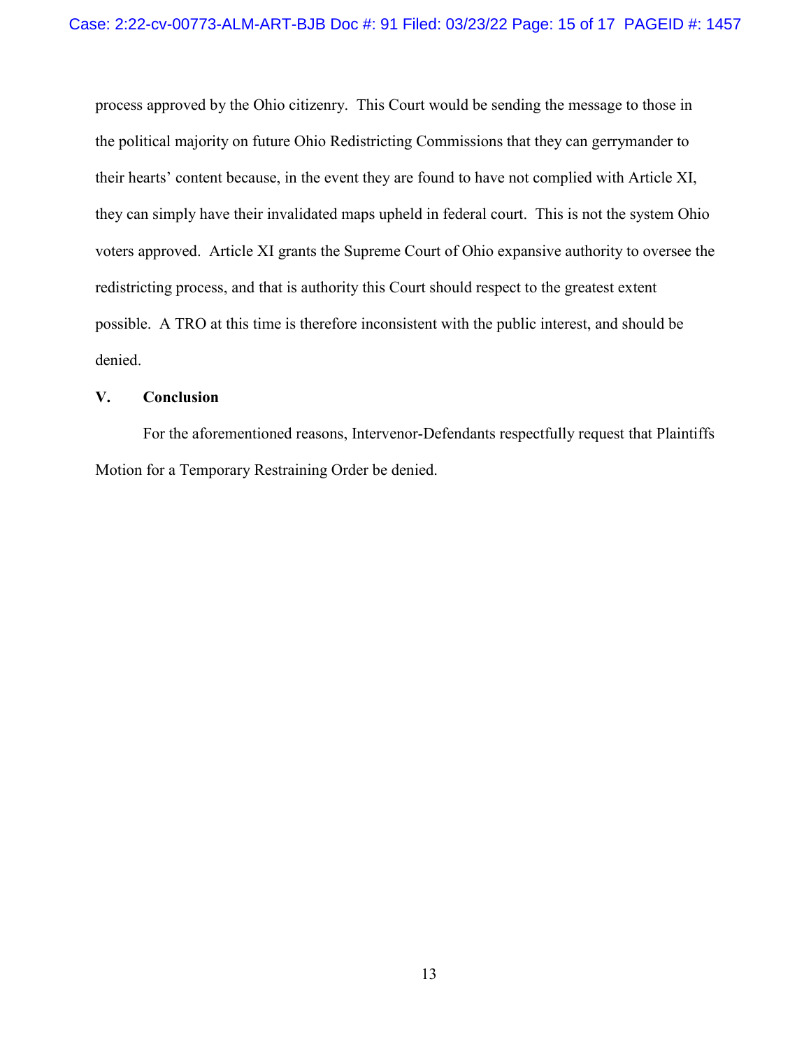process approved by the Ohio citizenry. This Court would be sending the message to those in the political majority on future Ohio Redistricting Commissions that they can gerrymander to their hearts' content because, in the event they are found to have not complied with Article XI, they can simply have their invalidated maps upheld in federal court. This is not the system Ohio voters approved. Article XI grants the Supreme Court of Ohio expansive authority to oversee the redistricting process, and that is authority this Court should respect to the greatest extent possible. A TRO at this time is therefore inconsistent with the public interest, and should be denied.

## V. Conclusion

For the aforementioned reasons, Intervenor-Defendants respectfully request that Plaintiffs Motion for a Temporary Restraining Order be denied.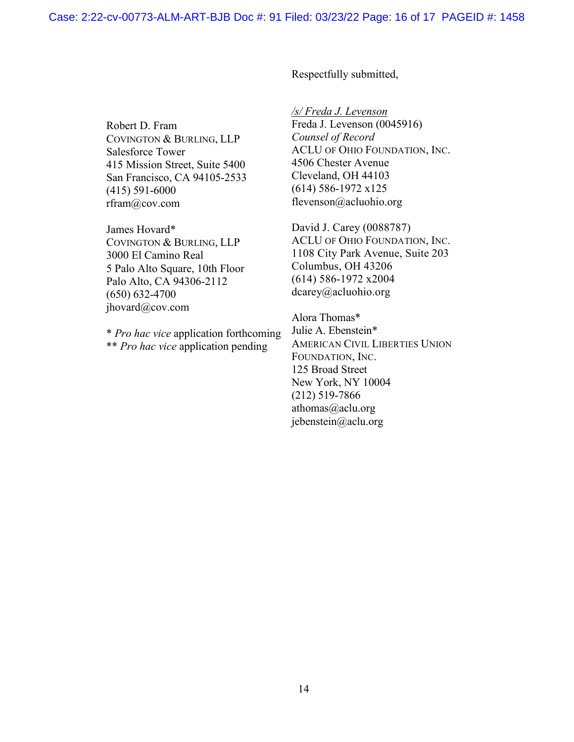Respectfully submitted,

*/s/ Freda J. Levenson*
Freda J. Levenson (0045916)
*Counsel of Record*
ACLU of Ohio Foundation, Inc.
4506 Chester Avenue
Cleveland, OH 44103
(614) 586-1972 x125
flevenson@acluohio.org

David J. Carey (0088787)
ACLU of Ohio Foundation, Inc.
1108 City Park Avenue, Suite 203
Columbus, OH 43206
(614) 586-1972 x2004
dcarey@acluohio.org

Alora Thomas*
Julie A. Ebenstein*
American Civil Liberties Union Foundation, Inc.
125 Broad Street
New York, NY 10004
(212) 519-7866
athomas@aclu.org
jebenstein@aclu.org

Robert D. Fram
Covington & Burling, LLP
Salesforce Tower
415 Mission Street, Suite 5400
San Francisco, CA 94105-2533
(415) 591-6000
rfram@cov.com

James Hovard*
Covington & Burling, LLP
3000 El Camino Real
5 Palo Alto Square, 10th Floor
Palo Alto, CA 94306-2112
(650) 632-4700
jhovard@cov.com

\* *Pro hac vice* application forthcoming
\** *Pro hac vice* application pending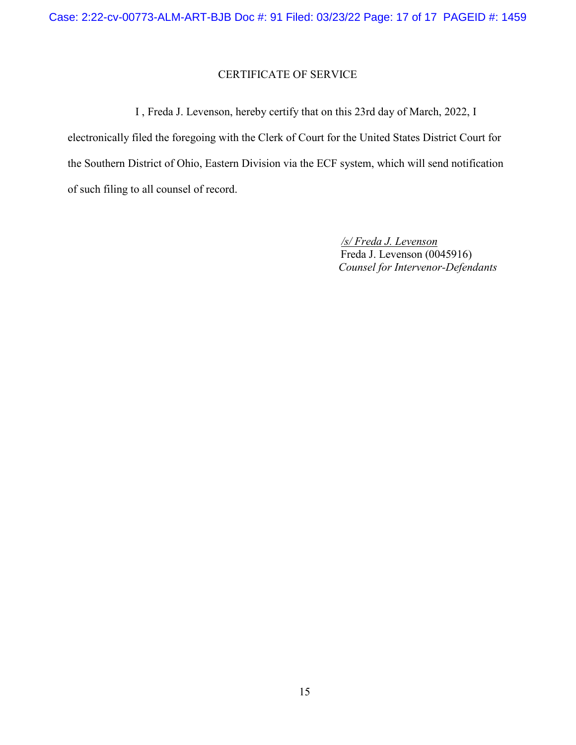CERTIFICATE OF SERVICE

I , Freda J. Levenson, hereby certify that on this 23rd day of March, 2022, I electronically filed the foregoing with the Clerk of Court for the United States District Court for the Southern District of Ohio, Eastern Division via the ECF system, which will send notification of such filing to all counsel of record.

*/s/ Freda J. Levenson*
Freda J. Levenson (0045916)
*Counsel for Intervenor-Defendants*